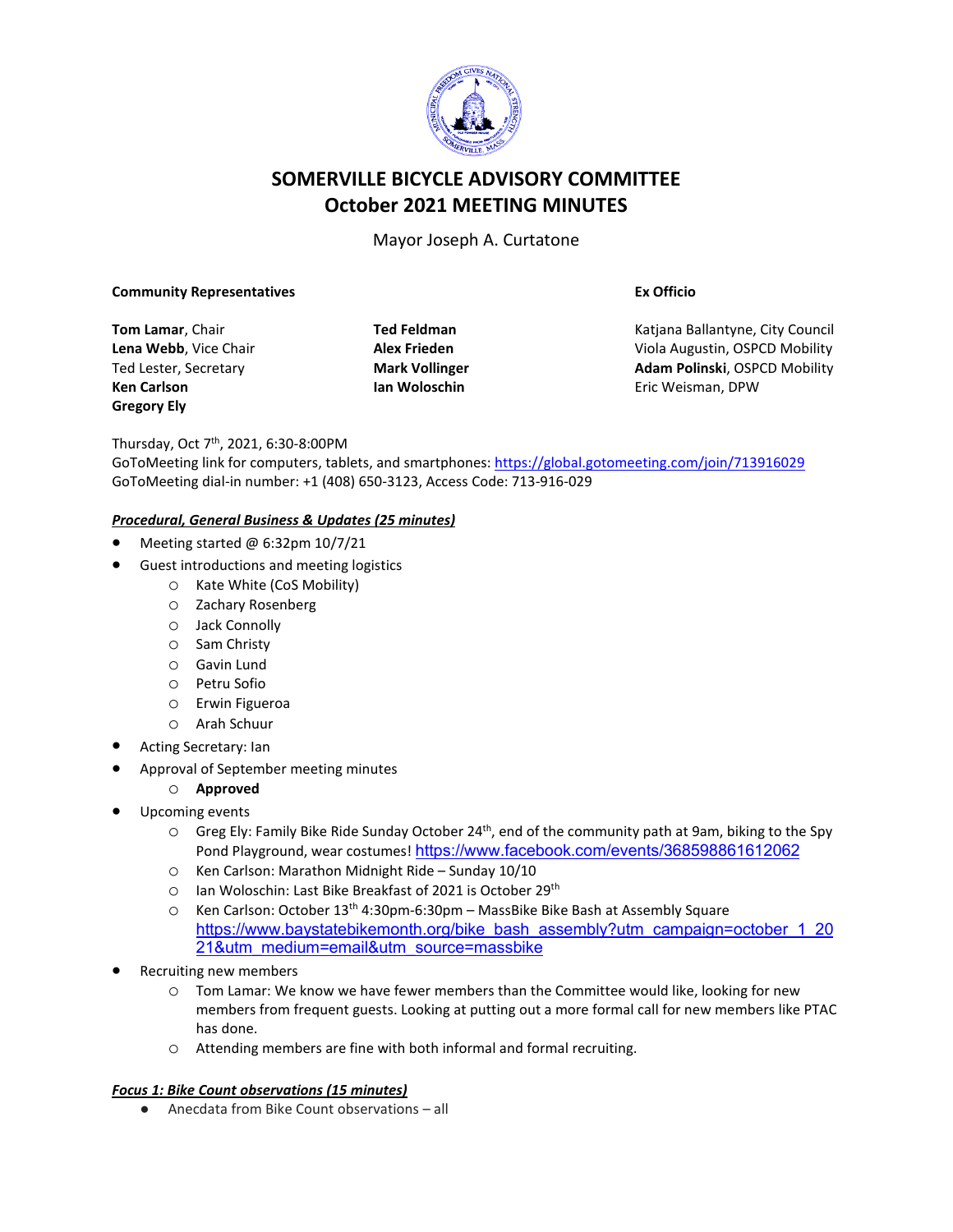# SOMERVILLE BICYCLE ADVISORY COMMITTEE
# October 2021 MEETING MINUTES

Mayor Joseph A. Curtatone

**Community Representatives**

**Tom Lamar**, Chair
**Lena Webb**, Vice Chair
Ted Lester, Secretary
**Ken Carlson**
**Gregory Ely**
**Ted Feldman**
**Alex Frieden**
**Mark Vollinger**
**Ian Woloschin**

**Ex Officio**

Katjana Ballantyne, City Council
Viola Augustin, OSPCD Mobility
**Adam Polinski**, OSPCD Mobility
Eric Weisman, DPW

Thursday, Oct 7th, 2021, 6:30-8:00PM
GoToMeeting link for computers, tablets, and smartphones: https://global.gotomeeting.com/join/713916029
GoToMeeting dial-in number: +1 (408) 650-3123, Access Code: 713-916-029

***Procedural, General Business & Updates (25 minutes)***

- Meeting started @ 6:32pm 10/7/21
- Guest introductions and meeting logistics
  - Kate White (CoS Mobility)
  - Zachary Rosenberg
  - Jack Connolly
  - Sam Christy
  - Gavin Lund
  - Petru Sofio
  - Erwin Figueroa
  - Arah Schuur
- Acting Secretary: Ian
- Approval of September meeting minutes
  - **Approved**
- Upcoming events
  - Greg Ely: Family Bike Ride Sunday October 24th, end of the community path at 9am, biking to the Spy Pond Playground, wear costumes! https://www.facebook.com/events/368598861612062
  - Ken Carlson: Marathon Midnight Ride – Sunday 10/10
  - Ian Woloschin: Last Bike Breakfast of 2021 is October 29th
  - Ken Carlson: October 13th 4:30pm-6:30pm – MassBike Bike Bash at Assembly Square https://www.baystatebikemonth.org/bike_bash_assembly?utm_campaign=october_1_2021&utm_medium=email&utm_source=massbike
- Recruiting new members
  - Tom Lamar: We know we have fewer members than the Committee would like, looking for new members from frequent guests. Looking at putting out a more formal call for new members like PTAC has done.
  - Attending members are fine with both informal and formal recruiting.

***Focus 1: Bike Count observations (15 minutes)***

- Anecdata from Bike Count observations – all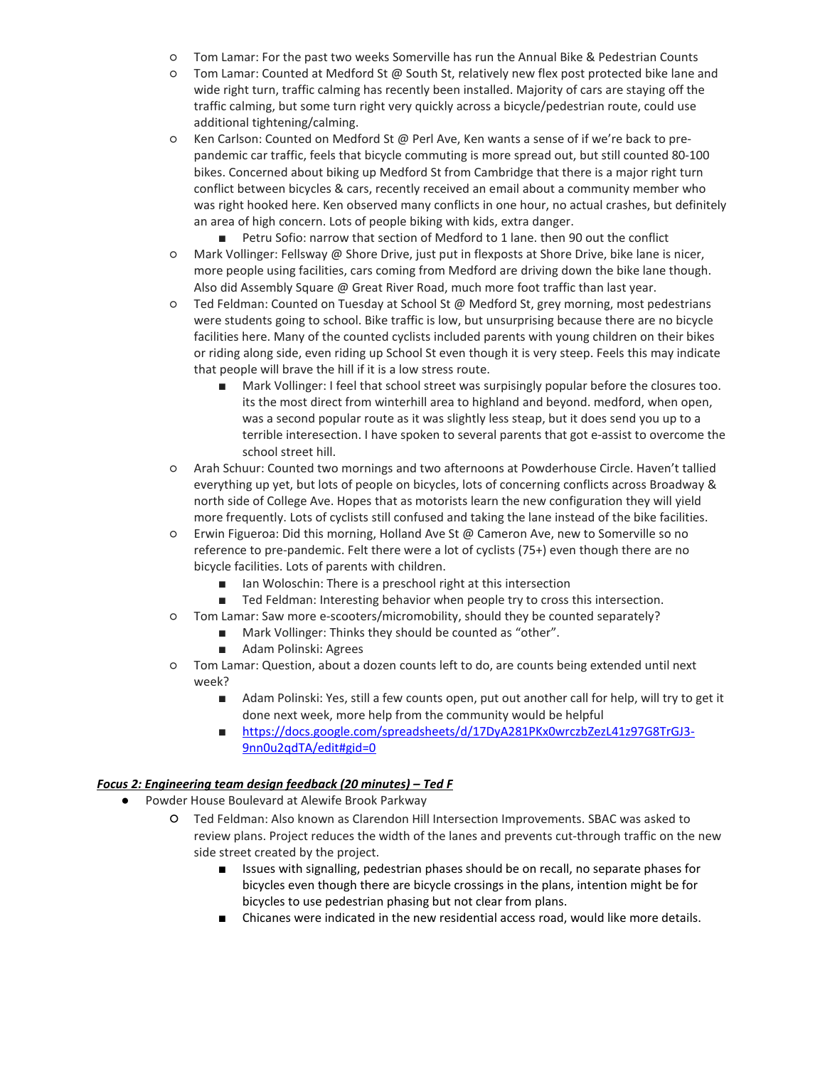- Tom Lamar: For the past two weeks Somerville has run the Annual Bike & Pedestrian Counts
  - Tom Lamar: Counted at Medford St @ South St, relatively new flex post protected bike lane and wide right turn, traffic calming has recently been installed. Majority of cars are staying off the traffic calming, but some turn right very quickly across a bicycle/pedestrian route, could use additional tightening/calming.
  - Ken Carlson: Counted on Medford St @ Perl Ave, Ken wants a sense of if we're back to pre-pandemic car traffic, feels that bicycle commuting is more spread out, but still counted 80-100 bikes. Concerned about biking up Medford St from Cambridge that there is a major right turn conflict between bicycles & cars, recently received an email about a community member who was right hooked here. Ken observed many conflicts in one hour, no actual crashes, but definitely an area of high concern. Lots of people biking with kids, extra danger.
    - Petru Sofio: narrow that section of Medford to 1 lane. then 90 out the conflict
  - Mark Vollinger: Fellsway @ Shore Drive, just put in flexposts at Shore Drive, bike lane is nicer, more people using facilities, cars coming from Medford are driving down the bike lane though. Also did Assembly Square @ Great River Road, much more foot traffic than last year.
  - Ted Feldman: Counted on Tuesday at School St @ Medford St, grey morning, most pedestrians were students going to school. Bike traffic is low, but unsurprising because there are no bicycle facilities here. Many of the counted cyclists included parents with young children on their bikes or riding along side, even riding up School St even though it is very steep. Feels this may indicate that people will brave the hill if it is a low stress route.
    - Mark Vollinger: I feel that school street was surpisingly popular before the closures too. its the most direct from winterhill area to highland and beyond. medford, when open, was a second popular route as it was slightly less steep, but it does send you up to a terrible interesection. I have spoken to several parents that got e-assist to overcome the school street hill.
  - Arah Schuur: Counted two mornings and two afternoons at Powderhouse Circle. Haven't tallied everything up yet, but lots of people on bicycles, lots of concerning conflicts across Broadway & north side of College Ave. Hopes that as motorists learn the new configuration they will yield more frequently. Lots of cyclists still confused and taking the lane instead of the bike facilities.
  - Erwin Figueroa: Did this morning, Holland Ave St @ Cameron Ave, new to Somerville so no reference to pre-pandemic. Felt there were a lot of cyclists (75+) even though there are no bicycle facilities. Lots of parents with children.
    - Ian Woloschin: There is a preschool right at this intersection
    - Ted Feldman: Interesting behavior when people try to cross this intersection.
  - Tom Lamar: Saw more e-scooters/micromobility, should they be counted separately?
    - Mark Vollinger: Thinks they should be counted as "other".
    - Adam Polinski: Agrees
  - Tom Lamar: Question, about a dozen counts left to do, are counts being extended until next week?
    - Adam Polinski: Yes, still a few counts open, put out another call for help, will try to get it done next week, more help from the community would be helpful
    - https://docs.google.com/spreadsheets/d/17DyA281PKx0wrczbZezL41z97G8TrGJ3-9nn0u2qdTA/edit#gid=0

***Focus 2: Engineering team design feedback (20 minutes) – Ted F***

- Powder House Boulevard at Alewife Brook Parkway
  - Ted Feldman: Also known as Clarendon Hill Intersection Improvements. SBAC was asked to review plans. Project reduces the width of the lanes and prevents cut-through traffic on the new side street created by the project.
    - Issues with signalling, pedestrian phases should be on recall, no separate phases for bicycles even though there are bicycle crossings in the plans, intention might be for bicycles to use pedestrian phasing but not clear from plans.
    - Chicanes were indicated in the new residential access road, would like more details.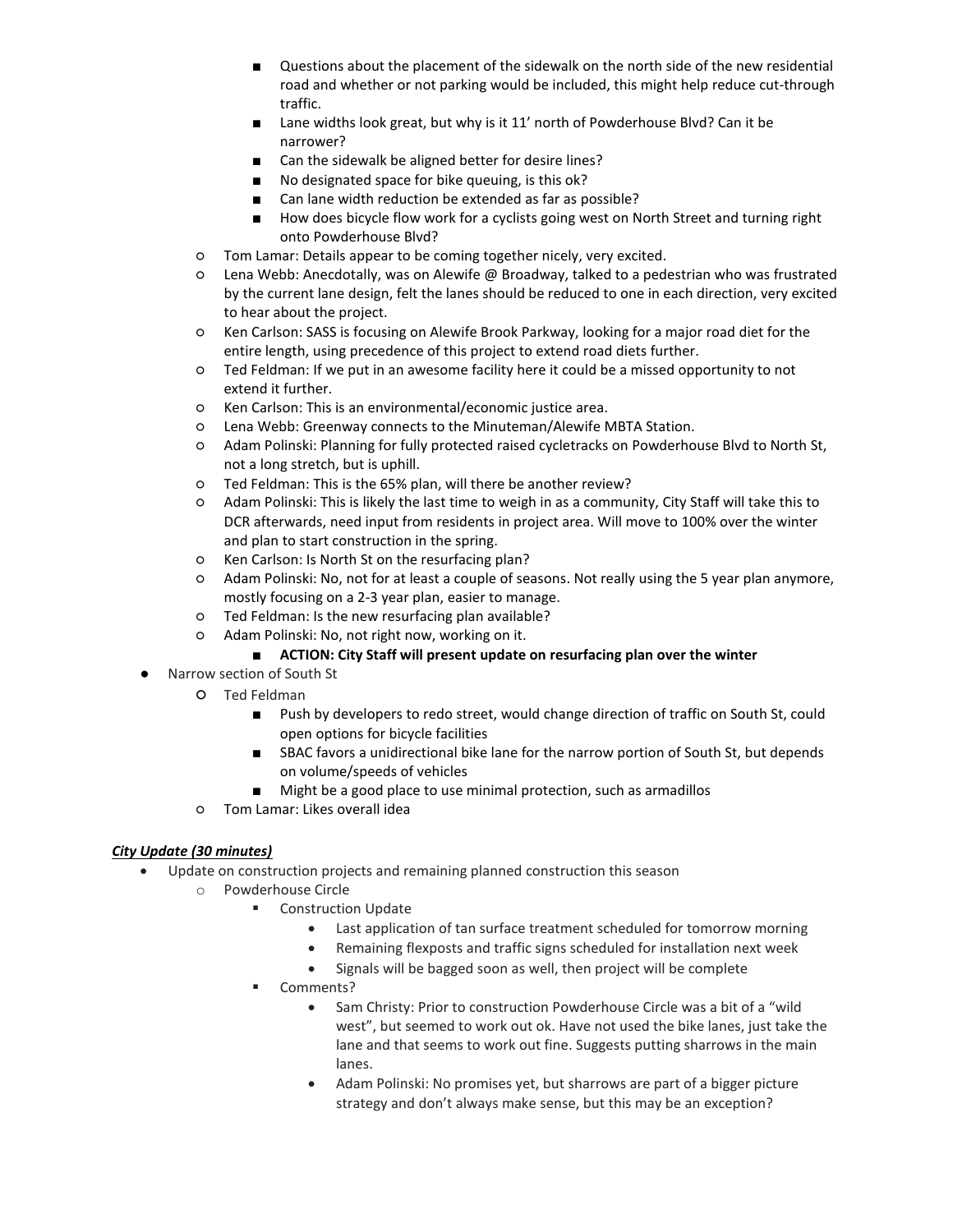- - - Questions about the placement of the sidewalk on the north side of the new residential road and whether or not parking would be included, this might help reduce cut-through traffic.
      - Lane widths look great, but why is it 11' north of Powderhouse Blvd? Can it be narrower?
      - Can the sidewalk be aligned better for desire lines?
      - No designated space for bike queuing, is this ok?
      - Can lane width reduction be extended as far as possible?
      - How does bicycle flow work for a cyclists going west on North Street and turning right onto Powderhouse Blvd?
  - Tom Lamar: Details appear to be coming together nicely, very excited.
  - Lena Webb: Anecdotally, was on Alewife @ Broadway, talked to a pedestrian who was frustrated by the current lane design, felt the lanes should be reduced to one in each direction, very excited to hear about the project.
  - Ken Carlson: SASS is focusing on Alewife Brook Parkway, looking for a major road diet for the entire length, using precedence of this project to extend road diets further.
  - Ted Feldman: If we put in an awesome facility here it could be a missed opportunity to not extend it further.
  - Ken Carlson: This is an environmental/economic justice area.
  - Lena Webb: Greenway connects to the Minuteman/Alewife MBTA Station.
  - Adam Polinski: Planning for fully protected raised cycletracks on Powderhouse Blvd to North St, not a long stretch, but is uphill.
  - Ted Feldman: This is the 65% plan, will there be another review?
  - Adam Polinski: This is likely the last time to weigh in as a community, City Staff will take this to DCR afterwards, need input from residents in project area. Will move to 100% over the winter and plan to start construction in the spring.
  - Ken Carlson: Is North St on the resurfacing plan?
  - Adam Polinski: No, not for at least a couple of seasons. Not really using the 5 year plan anymore, mostly focusing on a 2-3 year plan, easier to manage.
  - Ted Feldman: Is the new resurfacing plan available?
  - Adam Polinski: No, not right now, working on it.
    - **ACTION: City Staff will present update on resurfacing plan over the winter**
- Narrow section of South St
  - Ted Feldman
    - Push by developers to redo street, would change direction of traffic on South St, could open options for bicycle facilities
    - SBAC favors a unidirectional bike lane for the narrow portion of South St, but depends on volume/speeds of vehicles
    - Might be a good place to use minimal protection, such as armadillos
  - Tom Lamar: Likes overall idea

***City Update (30 minutes)***

- Update on construction projects and remaining planned construction this season
  - Powderhouse Circle
    - Construction Update
      - Last application of tan surface treatment scheduled for tomorrow morning
      - Remaining flexposts and traffic signs scheduled for installation next week
      - Signals will be bagged soon as well, then project will be complete
    - Comments?
      - Sam Christy: Prior to construction Powderhouse Circle was a bit of a "wild west", but seemed to work out ok. Have not used the bike lanes, just take the lane and that seems to work out fine. Suggests putting sharrows in the main lanes.
      - Adam Polinski: No promises yet, but sharrows are part of a bigger picture strategy and don't always make sense, but this may be an exception?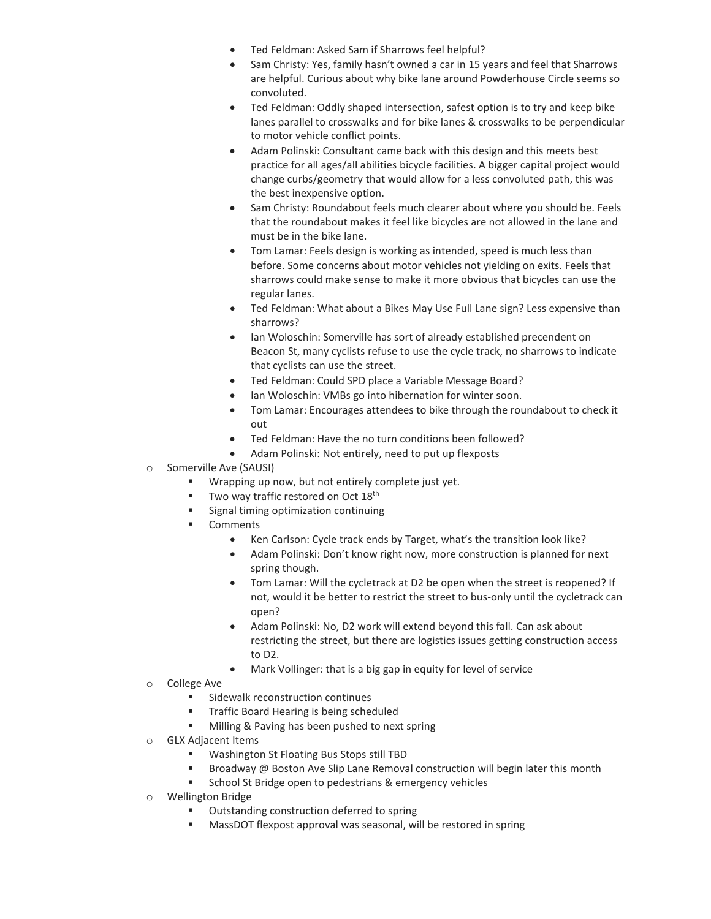- Ted Feldman: Asked Sam if Sharrows feel helpful?
      - Sam Christy: Yes, family hasn't owned a car in 15 years and feel that Sharrows are helpful. Curious about why bike lane around Powderhouse Circle seems so convoluted.
      - Ted Feldman: Oddly shaped intersection, safest option is to try and keep bike lanes parallel to crosswalks and for bike lanes & crosswalks to be perpendicular to motor vehicle conflict points.
      - Adam Polinski: Consultant came back with this design and this meets best practice for all ages/all abilities bicycle facilities. A bigger capital project would change curbs/geometry that would allow for a less convoluted path, this was the best inexpensive option.
      - Sam Christy: Roundabout feels much clearer about where you should be. Feels that the roundabout makes it feel like bicycles are not allowed in the lane and must be in the bike lane.
      - Tom Lamar: Feels design is working as intended, speed is much less than before. Some concerns about motor vehicles not yielding on exits. Feels that sharrows could make sense to make it more obvious that bicycles can use the regular lanes.
      - Ted Feldman: What about a Bikes May Use Full Lane sign? Less expensive than sharrows?
      - Ian Woloschin: Somerville has sort of already established precendent on Beacon St, many cyclists refuse to use the cycle track, no sharrows to indicate that cyclists can use the street.
      - Ted Feldman: Could SPD place a Variable Message Board?
      - Ian Woloschin: VMBs go into hibernation for winter soon.
      - Tom Lamar: Encourages attendees to bike through the roundabout to check it out
      - Ted Feldman: Have the no turn conditions been followed?
      - Adam Polinski: Not entirely, need to put up flexposts
  - Somerville Ave (SAUSI)
    - Wrapping up now, but not entirely complete just yet.
    - Two way traffic restored on Oct 18th
    - Signal timing optimization continuing
    - Comments
      - Ken Carlson: Cycle track ends by Target, what's the transition look like?
      - Adam Polinski: Don't know right now, more construction is planned for next spring though.
      - Tom Lamar: Will the cycletrack at D2 be open when the street is reopened? If not, would it be better to restrict the street to bus-only until the cycletrack can open?
      - Adam Polinski: No, D2 work will extend beyond this fall. Can ask about restricting the street, but there are logistics issues getting construction access to D2.
      - Mark Vollinger: that is a big gap in equity for level of service
  - College Ave
    - Sidewalk reconstruction continues
    - Traffic Board Hearing is being scheduled
    - Milling & Paving has been pushed to next spring
  - GLX Adjacent Items
    - Washington St Floating Bus Stops still TBD
    - Broadway @ Boston Ave Slip Lane Removal construction will begin later this month
    - School St Bridge open to pedestrians & emergency vehicles
  - Wellington Bridge
    - Outstanding construction deferred to spring
    - MassDOT flexpost approval was seasonal, will be restored in spring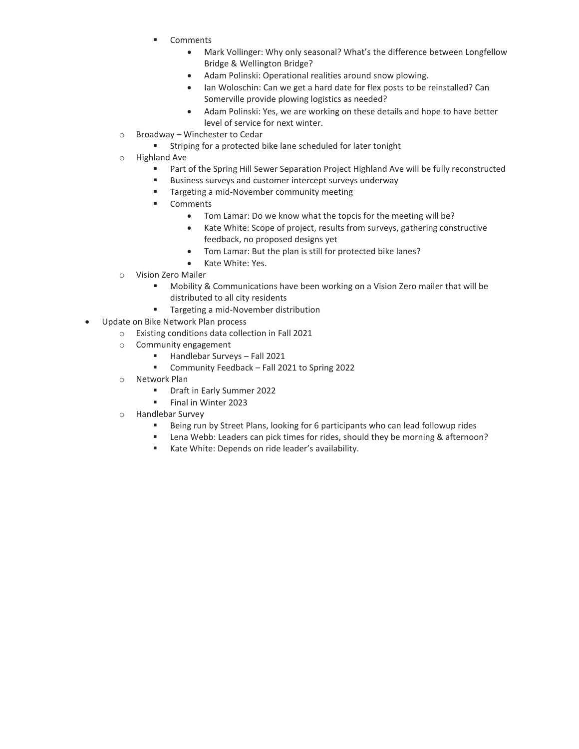- Comments
  - Mark Vollinger: Why only seasonal? What's the difference between Longfellow Bridge & Wellington Bridge?
  - Adam Polinski: Operational realities around snow plowing.
  - Ian Woloschin: Can we get a hard date for flex posts to be reinstalled? Can Somerville provide plowing logistics as needed?
  - Adam Polinski: Yes, we are working on these details and hope to have better level of service for next winter.

- Broadway – Winchester to Cedar
  - Striping for a protected bike lane scheduled for later tonight
- Highland Ave
  - Part of the Spring Hill Sewer Separation Project Highland Ave will be fully reconstructed
  - Business surveys and customer intercept surveys underway
  - Targeting a mid-November community meeting
  - Comments
    - Tom Lamar: Do we know what the topcis for the meeting will be?
    - Kate White: Scope of project, results from surveys, gathering constructive feedback, no proposed designs yet
    - Tom Lamar: But the plan is still for protected bike lanes?
    - Kate White: Yes.
- Vision Zero Mailer
  - Mobility & Communications have been working on a Vision Zero mailer that will be distributed to all city residents
  - Targeting a mid-November distribution

- Update on Bike Network Plan process
  - Existing conditions data collection in Fall 2021
  - Community engagement
    - Handlebar Surveys – Fall 2021
    - Community Feedback – Fall 2021 to Spring 2022
  - Network Plan
    - Draft in Early Summer 2022
    - Final in Winter 2023
  - Handlebar Survey
    - Being run by Street Plans, looking for 6 participants who can lead followup rides
    - Lena Webb: Leaders can pick times for rides, should they be morning & afternoon?
    - Kate White: Depends on ride leader's availability.